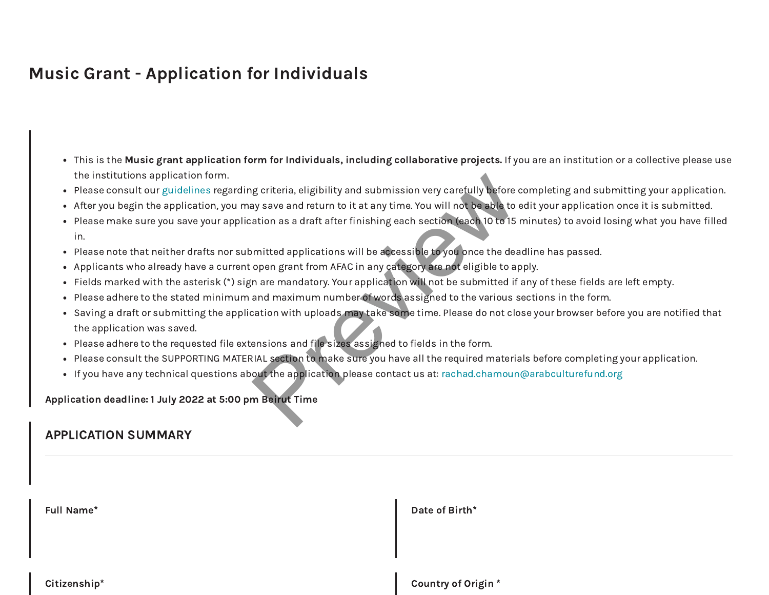# Music Grant - Application for Individuals

- This is the **Music grant application form for Individuals, including collaborative projects.** If you are an institution or a collective please use the institutions application form.
- Please consult our guidelines regarding criteria, eligibility and submission very carefully before completing and submitting your application.
- After you begin the application, you may save and return to it at any time. You will not be able to edit your application once it is submitted.
- Please make sure you save your application as a draft after finishing each section (each 10 to 15 minutes) to avoid losing what you have filled in.
- Please note that neither drafts nor submitted applications will be accessible to you once the deadline has passed.
- Applicants who already have a current open grant from AFAC in any category are not eligible to apply.
- Fields marked with the asterisk (*) sign are mandatory. Your application will not be submitted if any of these fields are left empty.
- Please adhere to the stated minimum and maximum number of words assigned to the various sections in the form.
- Saving a draft or submitting the application with uploads may take some time. Please do not close your browser before you are notified that the application was saved.
- Please adhere to the requested file extensions and file sizes assigned to fields in the form.
- Please consult the SUPPORTING MATERIAL section to make sure you have all the required materials before completing your application.
- If you have any technical questions about the application please contact us at: rachad.chamoun@arabculturefund.org

**Application deadline: 1 July 2022 at 5:00 pm Beirut Time**

## APPLICATION SUMMARY

**Full Name***

**Date of Birth***

**Citizenship***

**Country of Origin ***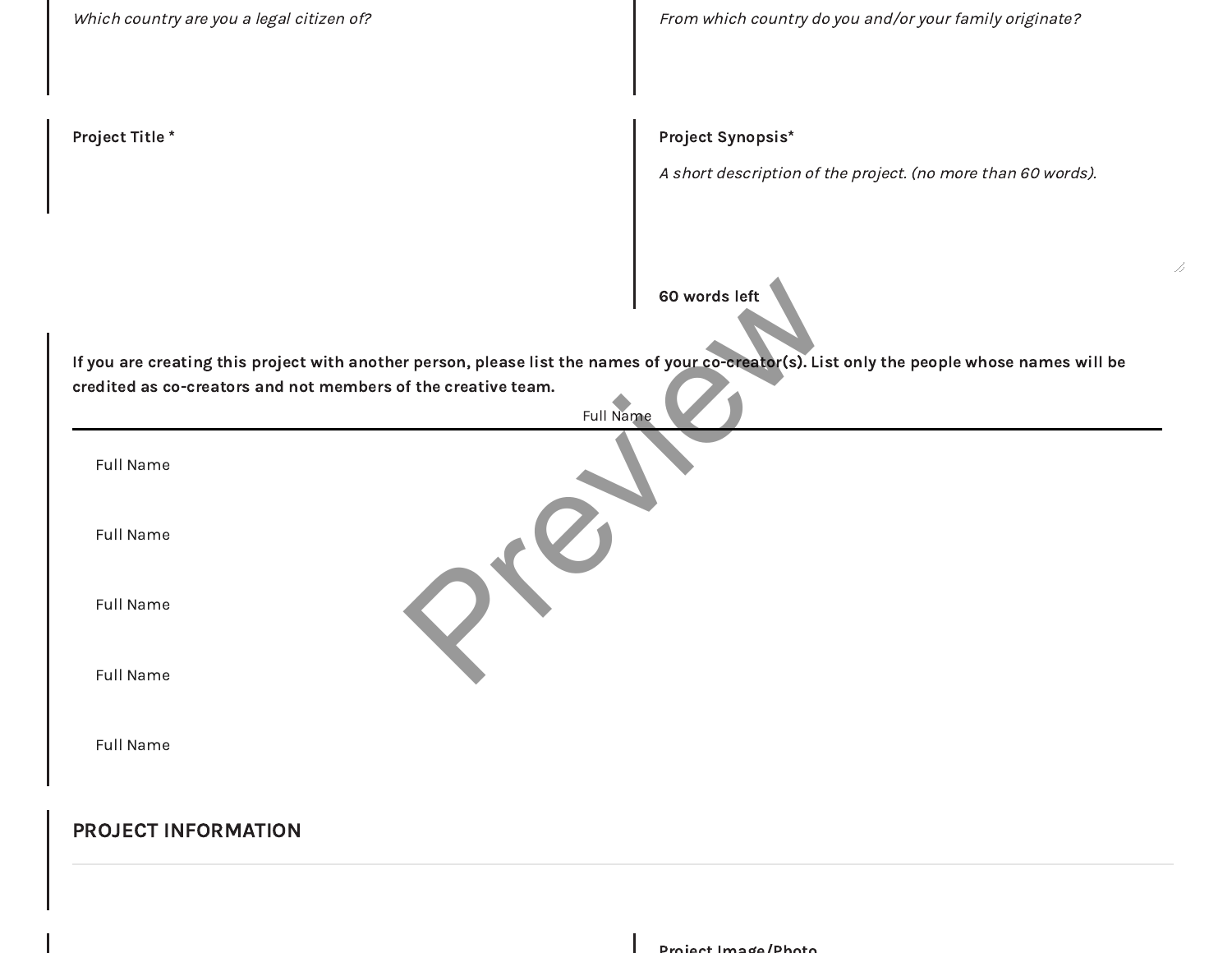*Which country are you a legal citizen of?*

*From which country do you and/or your family originate?*

**Project Title \***

**Project Synopsis\***

*A short description of the project. (no more than 60 words).*

**60 words left**

**If you are creating this project with another person, please list the names of your co-creator(s). List only the people whose names will be credited as co-creators and not members of the creative team.**

| Full Name |
| --- |
| Full Name |
| Full Name |
| Full Name |
| Full Name |
| Full Name |

## PROJECT INFORMATION

**Project Image/Photo**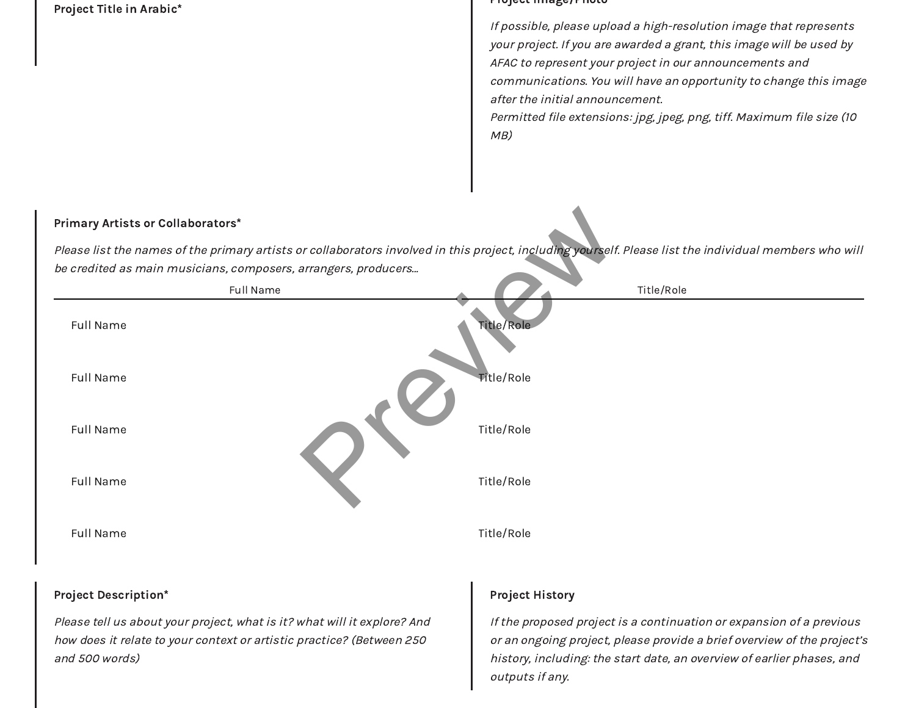**Project Title in Arabic***

**Project Image/Photo**

*If possible, please upload a high-resolution image that represents your project. If you are awarded a grant, this image will be used by AFAC to represent your project in our announcements and communications. You will have an opportunity to change this image after the initial announcement.*
*Permitted file extensions: jpg, jpeg, png, tiff. Maximum file size (10 MB)*

**Primary Artists or Collaborators***

*Please list the names of the primary artists or collaborators involved in this project, including yourself. Please list the individual members who will be credited as main musicians, composers, arrangers, producers...*

| Full Name | Title/Role |
| --- | --- |
| Full Name | Title/Role |
| Full Name | Title/Role |
| Full Name | Title/Role |
| Full Name | Title/Role |
| Full Name | Title/Role |

**Project Description***

*Please tell us about your project, what is it? what will it explore? And how does it relate to your context or artistic practice? (Between 250 and 500 words)*

**Project History**

*If the proposed project is a continuation or expansion of a previous or an ongoing project, please provide a brief overview of the project's history, including: the start date, an overview of earlier phases, and outputs if any.*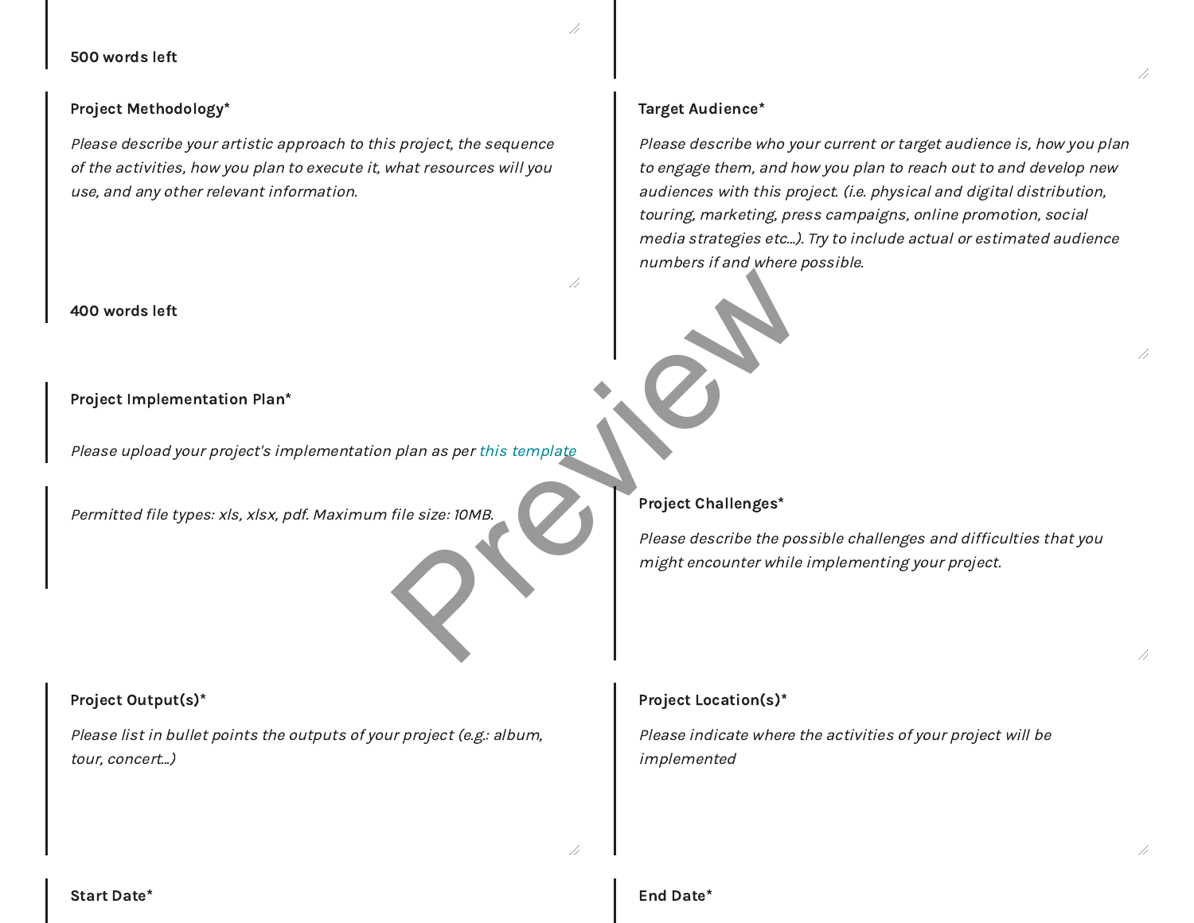500 words left

**Project Methodology***

*Please describe your artistic approach to this project, the sequence of the activities, how you plan to execute it, what resources will you use, and any other relevant information.*

400 words left

**Target Audience***

*Please describe who your current or target audience is, how you plan to engage them, and how you plan to reach out to and develop new audiences with this project. (i.e. physical and digital distribution, touring, marketing, press campaigns, online promotion, social media strategies etc...). Try to include actual or estimated audience numbers if and where possible.*

**Project Implementation Plan***

*Please upload your project's implementation plan as per this template*

*Permitted file types: xls, xlsx, pdf. Maximum file size: 10MB.*

**Project Challenges***

*Please describe the possible challenges and difficulties that you might encounter while implementing your project.*

**Project Output(s)***

*Please list in bullet points the outputs of your project (e.g.: album, tour, concert...)*

**Project Location(s)***

*Please indicate where the activities of your project will be implemented*

**Start Date***

**End Date***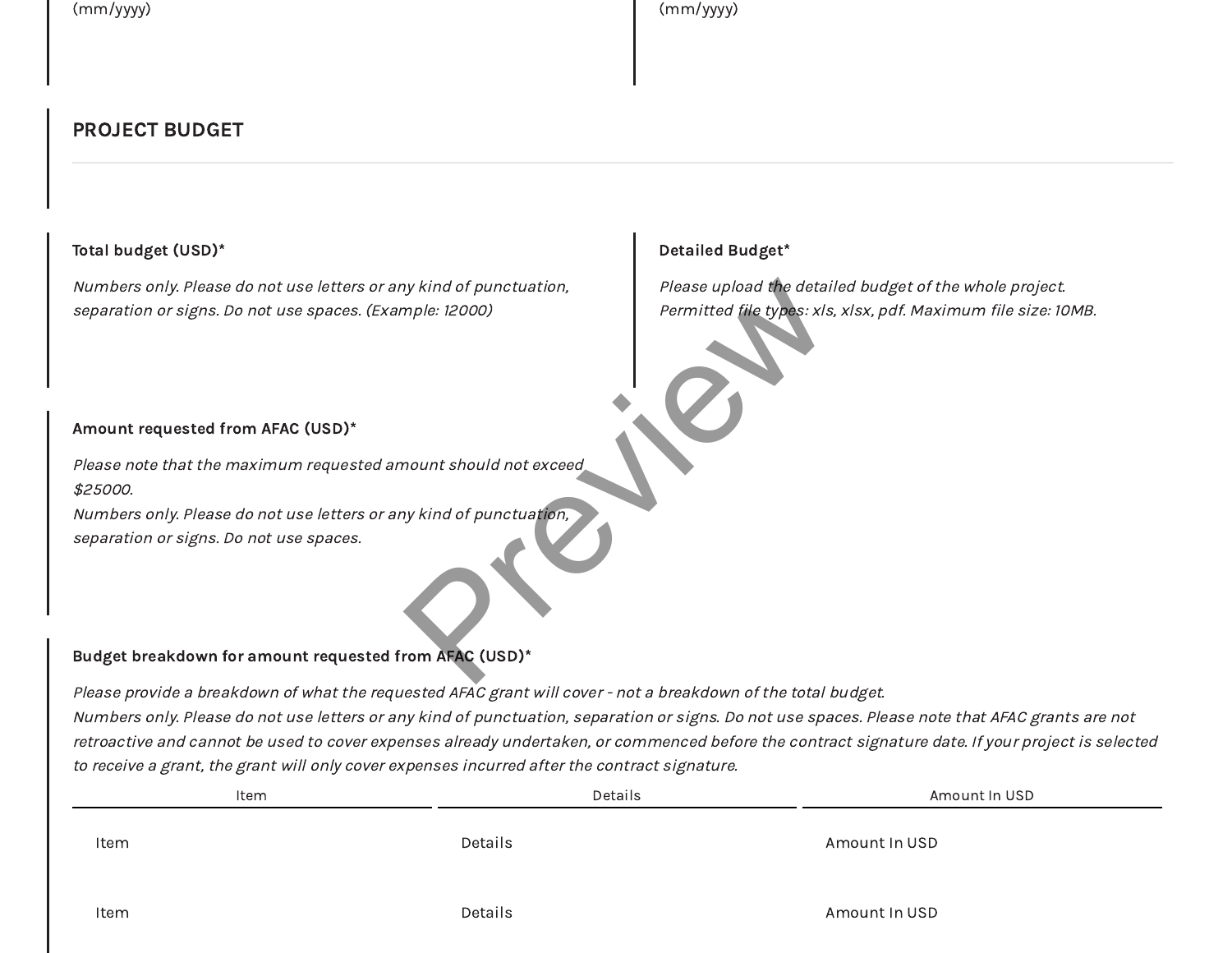(mm/yyyy)

(mm/yyyy)

## PROJECT BUDGET

**Total budget (USD)***

*Numbers only. Please do not use letters or any kind of punctuation, separation or signs. Do not use spaces. (Example: 12000)*

**Detailed Budget***

*Please upload the detailed budget of the whole project. Permitted file types: xls, xlsx, pdf. Maximum file size: 10MB.*

**Amount requested from AFAC (USD)***

*Please note that the maximum requested amount should not exceed $25000.*
*Numbers only. Please do not use letters or any kind of punctuation, separation or signs. Do not use spaces.*

**Budget breakdown for amount requested from AFAC (USD)***

*Please provide a breakdown of what the requested AFAC grant will cover - not a breakdown of the total budget.*
*Numbers only. Please do not use letters or any kind of punctuation, separation or signs. Do not use spaces. Please note that AFAC grants are not retroactive and cannot be used to cover expenses already undertaken, or commenced before the contract signature date. If your project is selected to receive a grant, the grant will only cover expenses incurred after the contract signature.*

| Item | Details | Amount In USD |
|---|---|---|
| Item | Details | Amount In USD |
| Item | Details | Amount In USD |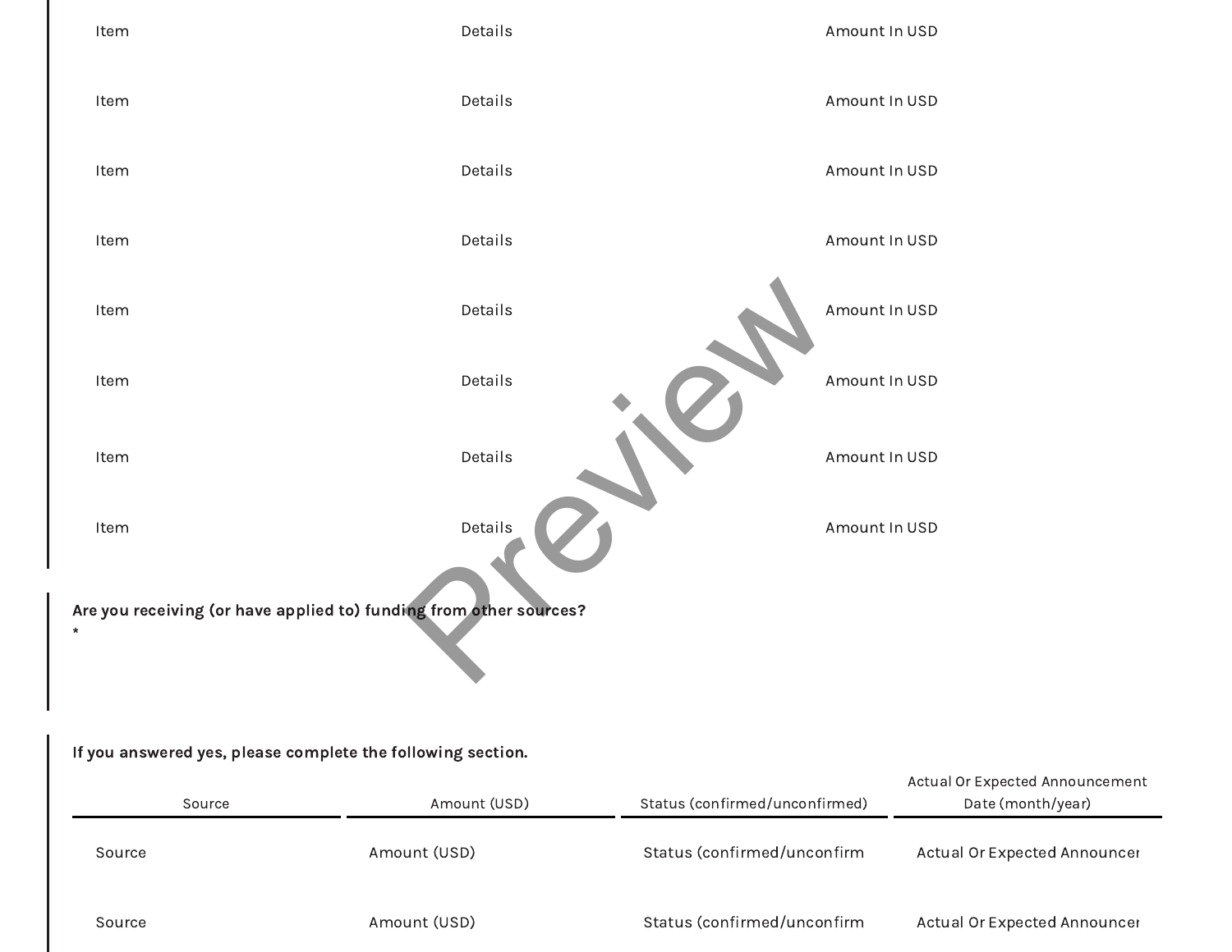| Item | Details | Amount In USD |
|---|---|---|
| Item | Details | Amount In USD |
| Item | Details | Amount In USD |
| Item | Details | Amount In USD |
| Item | Details | Amount In USD |
| Item | Details | Amount In USD |
| Item | Details | Amount In USD |
| Item | Details | Amount In USD |

**Are you receiving (or have applied to) funding from other sources?**
*

**If you answered yes, please complete the following section.**

| Source | Amount (USD) | Status (confirmed/unconfirmed) | Actual Or Expected Announcement Date (month/year) |
|---|---|---|---|
| Source | Amount (USD) | Status (confirmed/unconfirm | Actual Or Expected Announcer |
| Source | Amount (USD) | Status (confirmed/unconfirm | Actual Or Expected Announcer |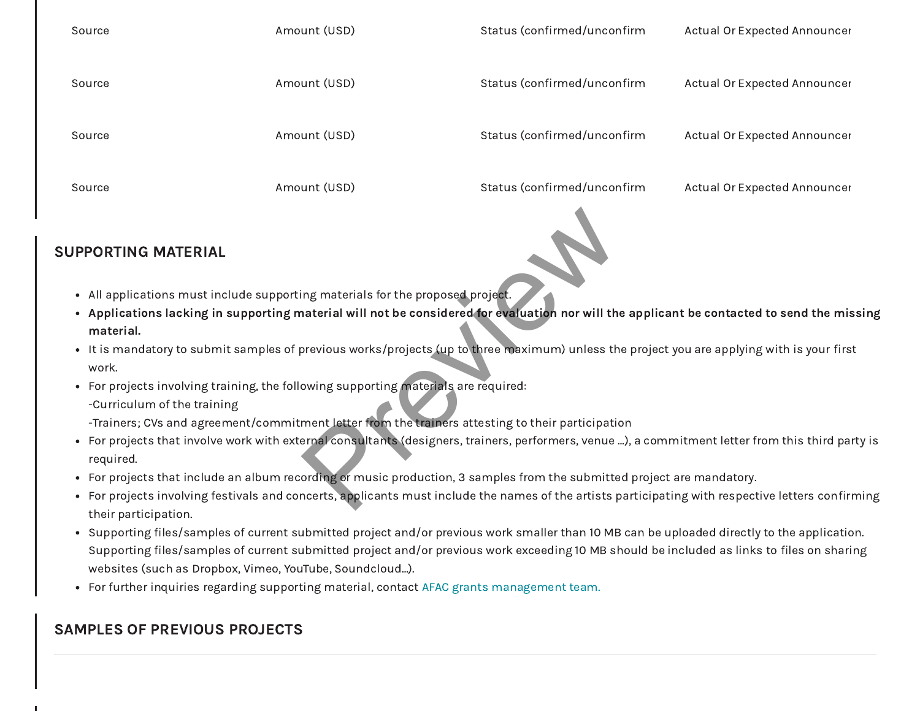| Source | Amount (USD) | Status (confirmed/unconfirm | Actual Or Expected Announcer |
|---|---|---|---|
| Source | Amount (USD) | Status (confirmed/unconfirm | Actual Or Expected Announcer |
| Source | Amount (USD) | Status (confirmed/unconfirm | Actual Or Expected Announcer |
| Source | Amount (USD) | Status (confirmed/unconfirm | Actual Or Expected Announcer |

## SUPPORTING MATERIAL

- All applications must include supporting materials for the proposed project.
- **Applications lacking in supporting material will not be considered for evaluation nor will the applicant be contacted to send the missing material.**
- It is mandatory to submit samples of previous works/projects (up to three maximum) unless the project you are applying with is your first work.
- For projects involving training, the following supporting materials are required:
  -Curriculum of the training
  -Trainers; CVs and agreement/commitment letter from the trainers attesting to their participation
- For projects that involve work with external consultants (designers, trainers, performers, venue ...), a commitment letter from this third party is required.
- For projects that include an album recording or music production, 3 samples from the submitted project are mandatory.
- For projects involving festivals and concerts, applicants must include the names of the artists participating with respective letters confirming their participation.
- Supporting files/samples of current submitted project and/or previous work smaller than 10 MB can be uploaded directly to the application. Supporting files/samples of current submitted project and/or previous work exceeding 10 MB should be included as links to files on sharing websites (such as Dropbox, Vimeo, YouTube, Soundcloud...).
- For further inquiries regarding supporting material, contact AFAC grants management team.

## SAMPLES OF PREVIOUS PROJECTS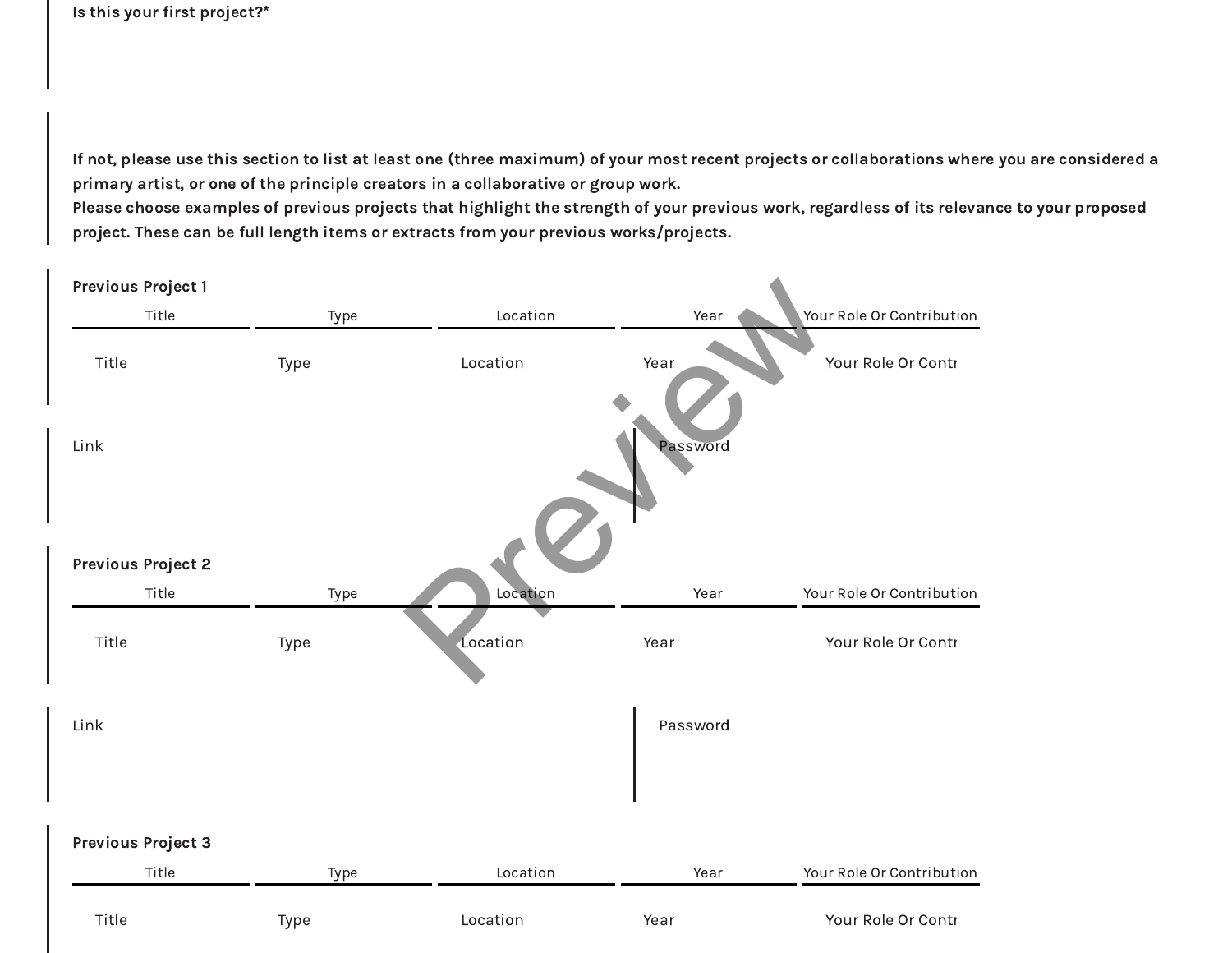**Is this your first project?***

**If not, please use this section to list at least one (three maximum) of your most recent projects or collaborations where you are considered a primary artist, or one of the principle creators in a collaborative or group work.**
**Please choose examples of previous projects that highlight the strength of your previous work, regardless of its relevance to your proposed project. These can be full length items or extracts from your previous works/projects.**

**Previous Project 1**

| Title | Type | Location | Year | Your Role Or Contribution |
|---|---|---|---|---|
| Title | Type | Location | Year | Your Role Or Contr |

Link

Password

**Previous Project 2**

| Title | Type | Location | Year | Your Role Or Contribution |
|---|---|---|---|---|
| Title | Type | Location | Year | Your Role Or Contr |

Link

Password

**Previous Project 3**

| Title | Type | Location | Year | Your Role Or Contribution |
|---|---|---|---|---|
| Title | Type | Location | Year | Your Role Or Contr |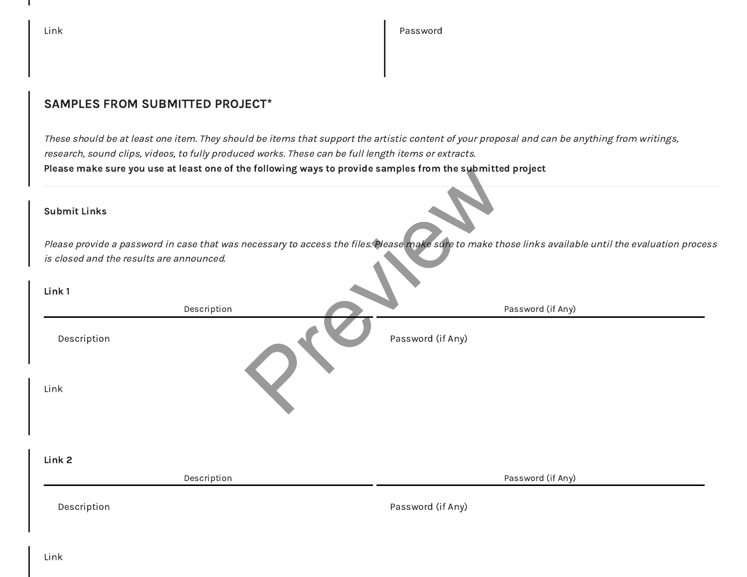Link

Password

## SAMPLES FROM SUBMITTED PROJECT*

*These should be at least one item. They should be items that support the artistic content of your proposal and can be anything from writings, research, sound clips, videos, to fully produced works. These can be full length items or extracts.*
**Please make sure you use at least one of the following ways to provide samples from the submitted project**

**Submit Links**

*Please provide a password in case that was necessary to access the files. Please make sure to make those links available until the evaluation process is closed and the results are announced.*

**Link 1**

| Description | Password (if Any) |
| --- | --- |
| Description | Password (if Any) |

Link

**Link 2**

| Description | Password (if Any) |
| --- | --- |
| Description | Password (if Any) |

Link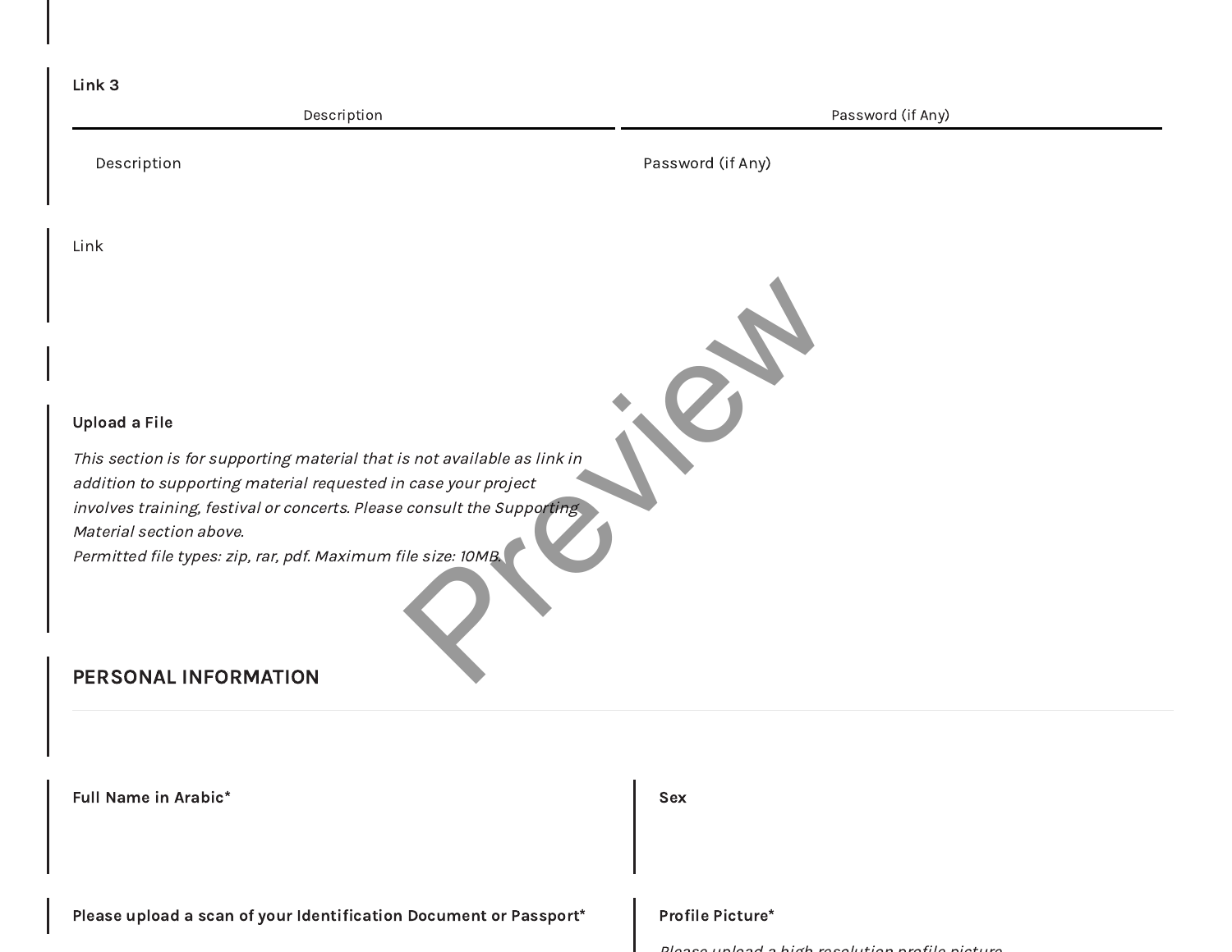**Link 3**

| Description | Password (if Any) |
| --- | --- |
| Description | Password (if Any) |

Link

**Upload a File**

*This section is for supporting material that is not available as link in addition to supporting material requested in case your project involves training, festival or concerts. Please consult the Supporting Material section above.*
*Permitted file types: zip, rar, pdf. Maximum file size: 10MB.*

## PERSONAL INFORMATION

**Full Name in Arabic***

**Sex**

**Please upload a scan of your Identification Document or Passport***

**Profile Picture***

*Please upload a high resolution profile picture*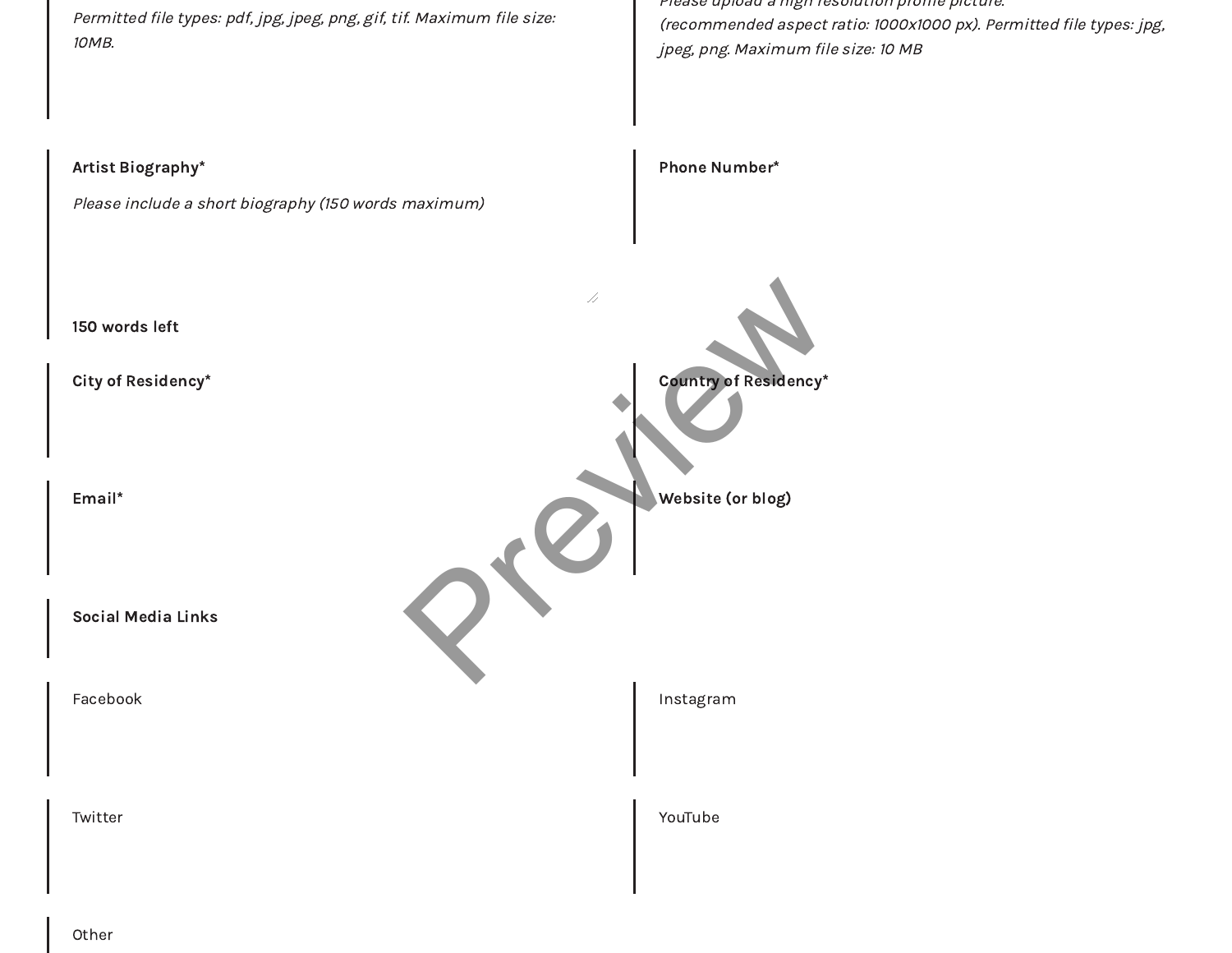*Permitted file types: pdf, jpg, jpeg, png, gif, tif. Maximum file size: 10MB.*

*Please upload a high resolution profile picture. (recommended aspect ratio: 1000x1000 px). Permitted file types: jpg, jpeg, png. Maximum file size: 10 MB*

**Artist Biography***

*Please include a short biography (150 words maximum)*

**150 words left**

**Phone Number***

**City of Residency***

**Country of Residency***

**Email***

**Website (or blog)**

**Social Media Links**

Facebook

Instagram

Twitter

YouTube

Other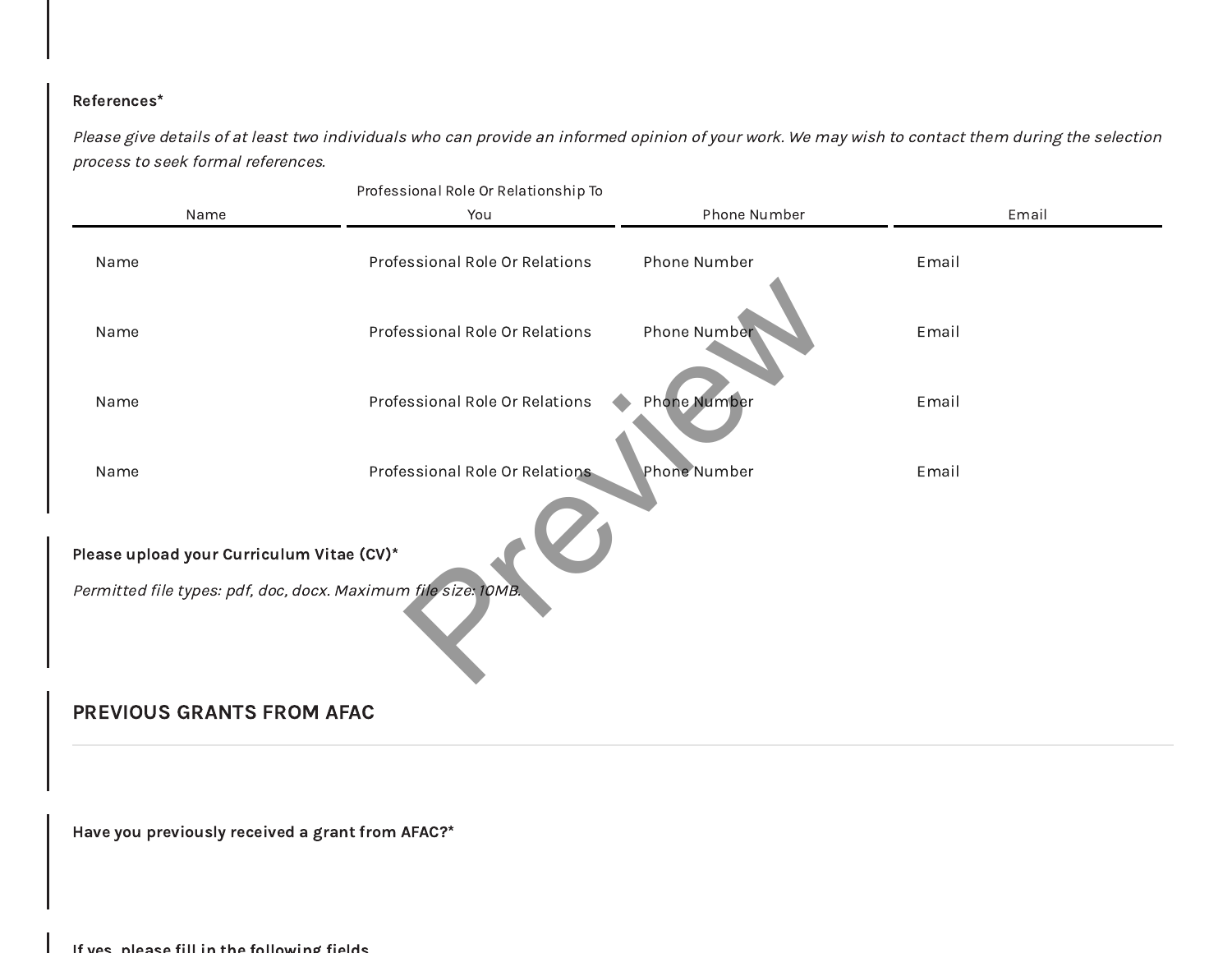**References***

*Please give details of at least two individuals who can provide an informed opinion of your work. We may wish to contact them during the selection process to seek formal references.*

| Name | Professional Role Or Relationship To You | Phone Number | Email |
| --- | --- | --- | --- |
| Name | Professional Role Or Relations | Phone Number | Email |
| Name | Professional Role Or Relations | Phone Number | Email |
| Name | Professional Role Or Relations | Phone Number | Email |
| Name | Professional Role Or Relations | Phone Number | Email |

**Please upload your Curriculum Vitae (CV)***

*Permitted file types: pdf, doc, docx. Maximum file size: 10MB.*

## PREVIOUS GRANTS FROM AFAC

**Have you previously received a grant from AFAC?***

**If yes, please fill in the following fields**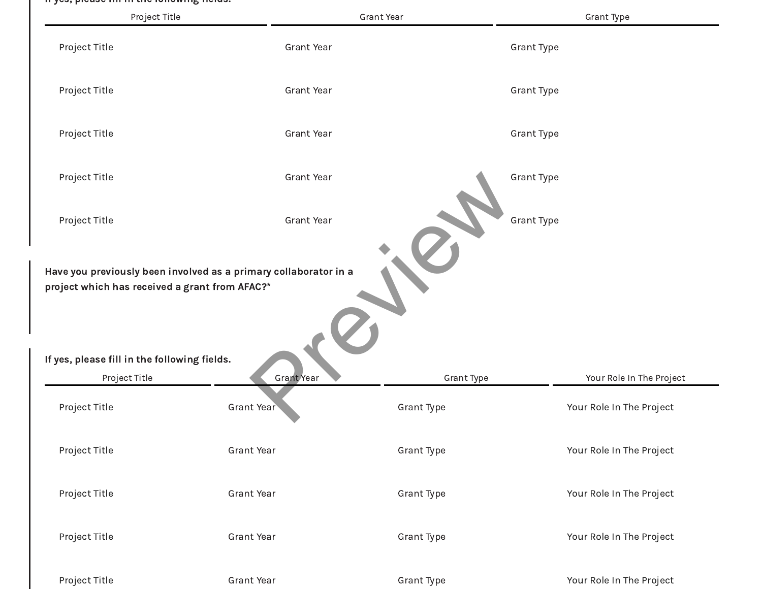If yes, please fill in the following fields.

| Project Title | Grant Year | Grant Type |
|---|---|---|
| Project Title | Grant Year | Grant Type |
| Project Title | Grant Year | Grant Type |
| Project Title | Grant Year | Grant Type |
| Project Title | Grant Year | Grant Type |
| Project Title | Grant Year | Grant Type |

**Have you previously been involved as a primary collaborator in a project which has received a grant from AFAC?***

**If yes, please fill in the following fields.**

| Project Title | Grant Year | Grant Type | Your Role In The Project |
|---|---|---|---|
| Project Title | Grant Year | Grant Type | Your Role In The Project |
| Project Title | Grant Year | Grant Type | Your Role In The Project |
| Project Title | Grant Year | Grant Type | Your Role In The Project |
| Project Title | Grant Year | Grant Type | Your Role In The Project |
| Project Title | Grant Year | Grant Type | Your Role In The Project |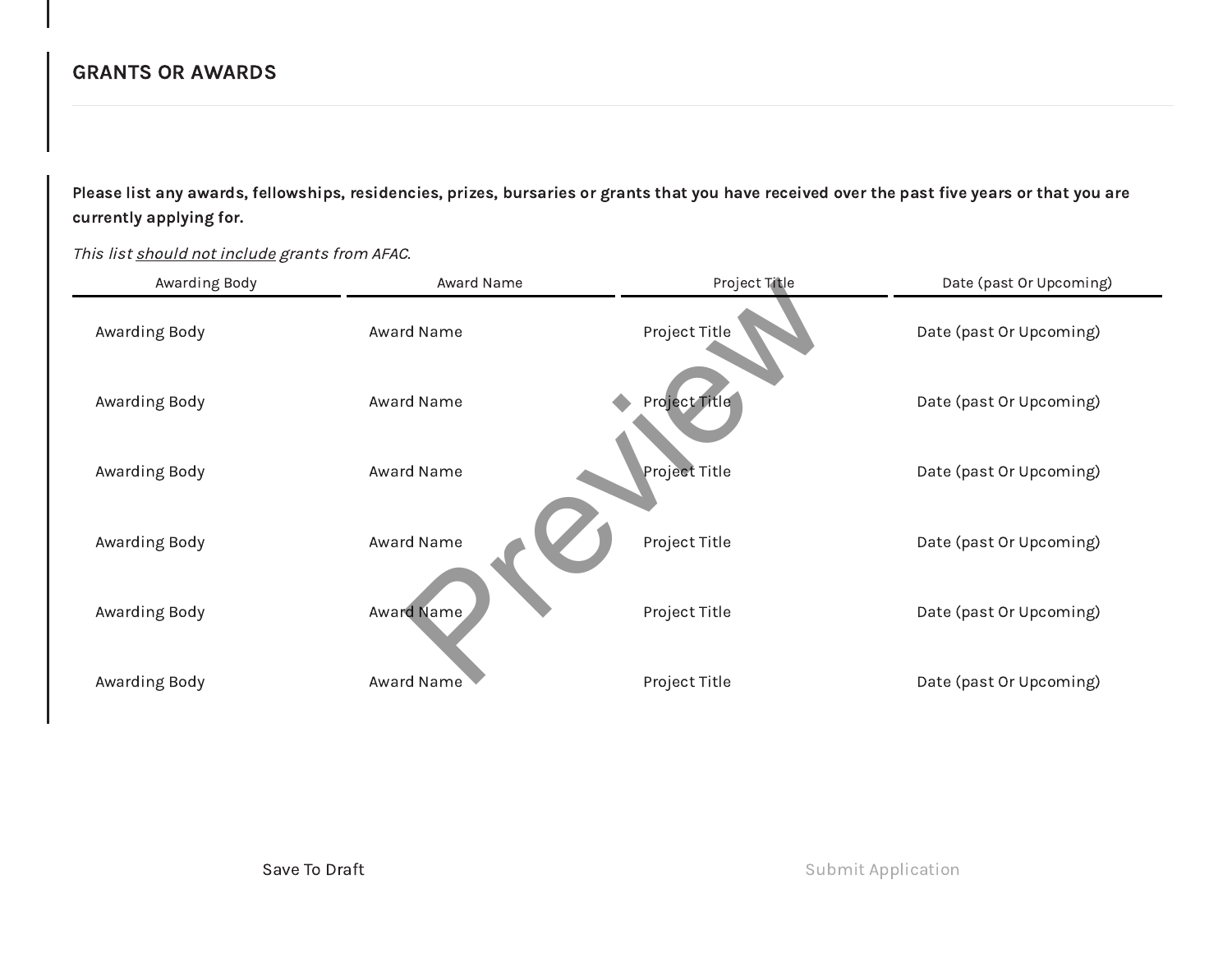## GRANTS OR AWARDS

**Please list any awards, fellowships, residencies, prizes, bursaries or grants that you have received over the past five years or that you are currently applying for.**

*This list should not include grants from AFAC.*

| Awarding Body | Award Name | Project Title | Date (past Or Upcoming) |
|---|---|---|---|
| Awarding Body | Award Name | Project Title | Date (past Or Upcoming) |
| Awarding Body | Award Name | Project Title | Date (past Or Upcoming) |
| Awarding Body | Award Name | Project Title | Date (past Or Upcoming) |
| Awarding Body | Award Name | Project Title | Date (past Or Upcoming) |
| Awarding Body | Award Name | Project Title | Date (past Or Upcoming) |
| Awarding Body | Award Name | Project Title | Date (past Or Upcoming) |

Save To Draft

Submit Application